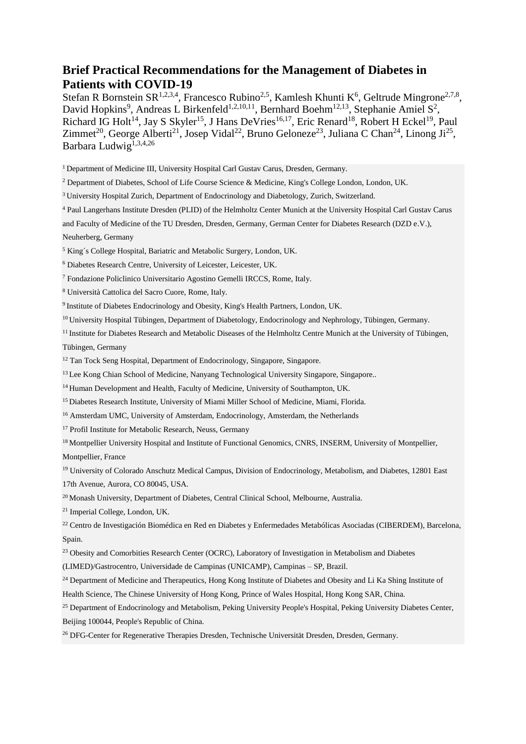# Brief Practical Recommendations for the Management of Diabetes in Patients with COVID-19

Stefan R Bornstein SR[1,2,3,4], Francesco Rubino[2,5], Kamlesh Khunti K[6], Geltrude Mingrone[2,7,8], David Hopkins[9], Andreas L Birkenfeld[1,2,10,11], Bernhard Boehm[12,13], Stephanie Amiel S[2], Richard IG Holt[14], Jay S Skyler[15], J Hans DeVries[16,17], Eric Renard[18], Robert H Eckel[19], Paul Zimmet[20], George Alberti[21], Josep Vidal[22], Bruno Geloneze[23], Juliana C Chan[24], Linong Ji[25], Barbara Ludwig[1,3,4,26]

[1] Department of Medicine III, University Hospital Carl Gustav Carus, Dresden, Germany.

[2] Department of Diabetes, School of Life Course Science & Medicine, King's College London, London, UK.

[3] University Hospital Zurich, Department of Endocrinology and Diabetology, Zurich, Switzerland.

[4] Paul Langerhans Institute Dresden (PLID) of the Helmholtz Center Munich at the University Hospital Carl Gustav Carus and Faculty of Medicine of the TU Dresden, Dresden, Germany, German Center for Diabetes Research (DZD e.V.), Neuherberg, Germany

[5] King´s College Hospital, Bariatric and Metabolic Surgery, London, UK.

[6] Diabetes Research Centre, University of Leicester, Leicester, UK.

[7] Fondazione Policlinico Universitario Agostino Gemelli IRCCS, Rome, Italy.

[8] Università Cattolica del Sacro Cuore, Rome, Italy.

[9] Institute of Diabetes Endocrinology and Obesity, King's Health Partners, London, UK.

[10] University Hospital Tübingen, Department of Diabetology, Endocrinology and Nephrology, Tübingen, Germany.

[11] Institute for Diabetes Research and Metabolic Diseases of the Helmholtz Centre Munich at the University of Tübingen, Tübingen, Germany

[12] Tan Tock Seng Hospital, Department of Endocrinology, Singapore, Singapore.

[13] Lee Kong Chian School of Medicine, Nanyang Technological University Singapore, Singapore..

[14] Human Development and Health, Faculty of Medicine, University of Southampton, UK.

[15] Diabetes Research Institute, University of Miami Miller School of Medicine, Miami, Florida.

[16] Amsterdam UMC, University of Amsterdam, Endocrinology, Amsterdam, the Netherlands

[17] Profil Institute for Metabolic Research, Neuss, Germany

[18] Montpellier University Hospital and Institute of Functional Genomics, CNRS, INSERM, University of Montpellier, Montpellier, France

[19] University of Colorado Anschutz Medical Campus, Division of Endocrinology, Metabolism, and Diabetes, 12801 East 17th Avenue, Aurora, CO 80045, USA.

[20] Monash University, Department of Diabetes, Central Clinical School, Melbourne, Australia.

[21] Imperial College, London, UK.

[22] Centro de Investigación Biomédica en Red en Diabetes y Enfermedades Metabólicas Asociadas (CIBERDEM), Barcelona, Spain.

[23] Obesity and Comorbities Research Center (OCRC), Laboratory of Investigation in Metabolism and Diabetes (LIMED)/Gastrocentro, Universidade de Campinas (UNICAMP), Campinas – SP, Brazil.

[24] Department of Medicine and Therapeutics, Hong Kong Institute of Diabetes and Obesity and Li Ka Shing Institute of Health Science, The Chinese University of Hong Kong, Prince of Wales Hospital, Hong Kong SAR, China.

[25] Department of Endocrinology and Metabolism, Peking University People's Hospital, Peking University Diabetes Center, Beijing 100044, People's Republic of China.

[26] DFG-Center for Regenerative Therapies Dresden, Technische Universität Dresden, Dresden, Germany.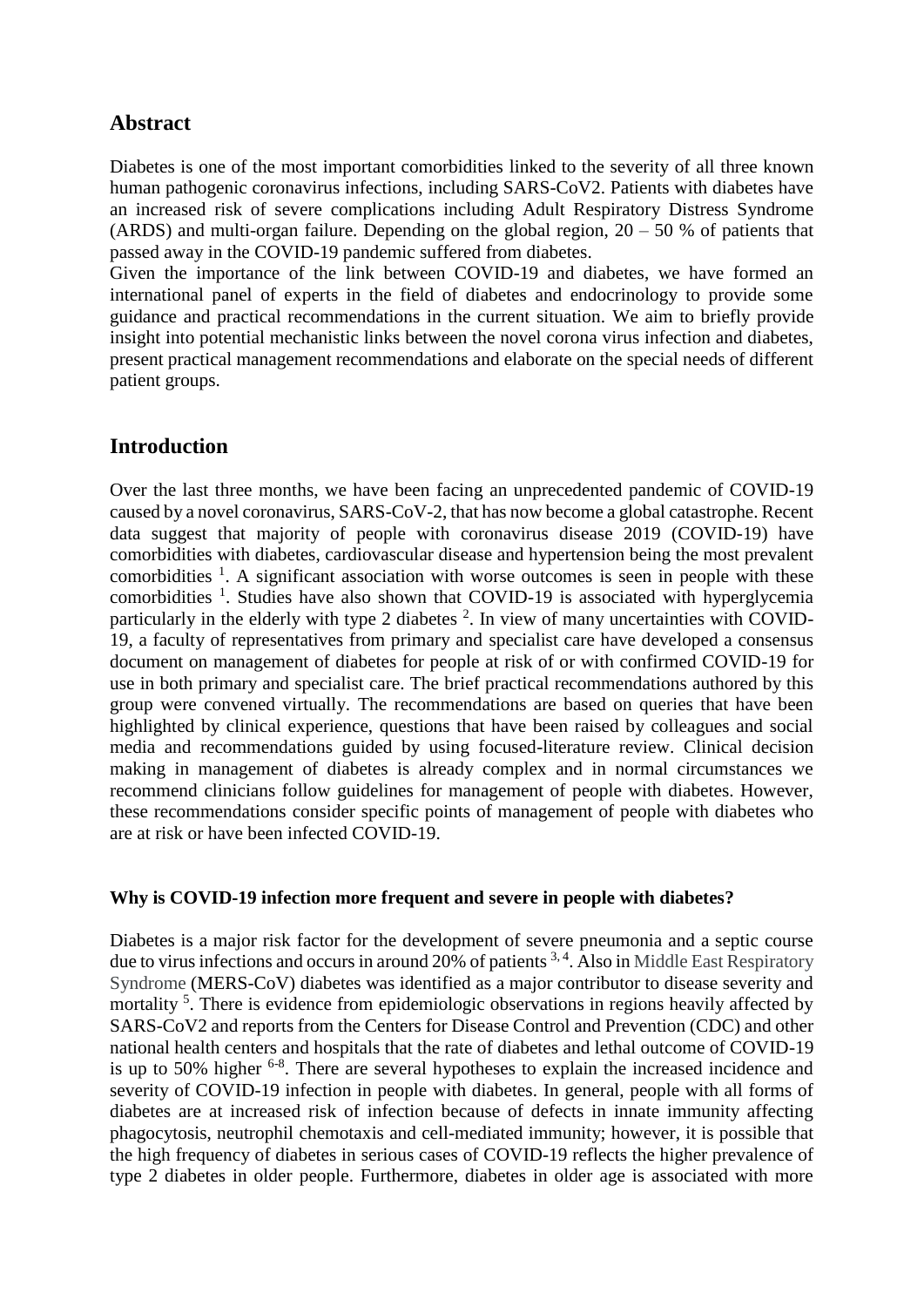## Abstract

Diabetes is one of the most important comorbidities linked to the severity of all three known human pathogenic coronavirus infections, including SARS-CoV2. Patients with diabetes have an increased risk of severe complications including Adult Respiratory Distress Syndrome (ARDS) and multi-organ failure. Depending on the global region, 20 – 50 % of patients that passed away in the COVID-19 pandemic suffered from diabetes.

Given the importance of the link between COVID-19 and diabetes, we have formed an international panel of experts in the field of diabetes and endocrinology to provide some guidance and practical recommendations in the current situation. We aim to briefly provide insight into potential mechanistic links between the novel corona virus infection and diabetes, present practical management recommendations and elaborate on the special needs of different patient groups.

## Introduction

Over the last three months, we have been facing an unprecedented pandemic of COVID-19 caused by a novel coronavirus, SARS-CoV-2, that has now become a global catastrophe. Recent data suggest that majority of people with coronavirus disease 2019 (COVID-19) have comorbidities with diabetes, cardiovascular disease and hypertension being the most prevalent comorbidities [1]. A significant association with worse outcomes is seen in people with these comorbidities [1]. Studies have also shown that COVID-19 is associated with hyperglycemia particularly in the elderly with type 2 diabetes [2]. In view of many uncertainties with COVID-19, a faculty of representatives from primary and specialist care have developed a consensus document on management of diabetes for people at risk of or with confirmed COVID-19 for use in both primary and specialist care. The brief practical recommendations authored by this group were convened virtually. The recommendations are based on queries that have been highlighted by clinical experience, questions that have been raised by colleagues and social media and recommendations guided by using focused-literature review. Clinical decision making in management of diabetes is already complex and in normal circumstances we recommend clinicians follow guidelines for management of people with diabetes. However, these recommendations consider specific points of management of people with diabetes who are at risk or have been infected COVID-19.

### Why is COVID-19 infection more frequent and severe in people with diabetes?

Diabetes is a major risk factor for the development of severe pneumonia and a septic course due to virus infections and occurs in around 20% of patients [3, 4]. Also in Middle East Respiratory Syndrome (MERS-CoV) diabetes was identified as a major contributor to disease severity and mortality [5]. There is evidence from epidemiologic observations in regions heavily affected by SARS-CoV2 and reports from the Centers for Disease Control and Prevention (CDC) and other national health centers and hospitals that the rate of diabetes and lethal outcome of COVID-19 is up to 50% higher [6-8]. There are several hypotheses to explain the increased incidence and severity of COVID-19 infection in people with diabetes. In general, people with all forms of diabetes are at increased risk of infection because of defects in innate immunity affecting phagocytosis, neutrophil chemotaxis and cell-mediated immunity; however, it is possible that the high frequency of diabetes in serious cases of COVID-19 reflects the higher prevalence of type 2 diabetes in older people. Furthermore, diabetes in older age is associated with more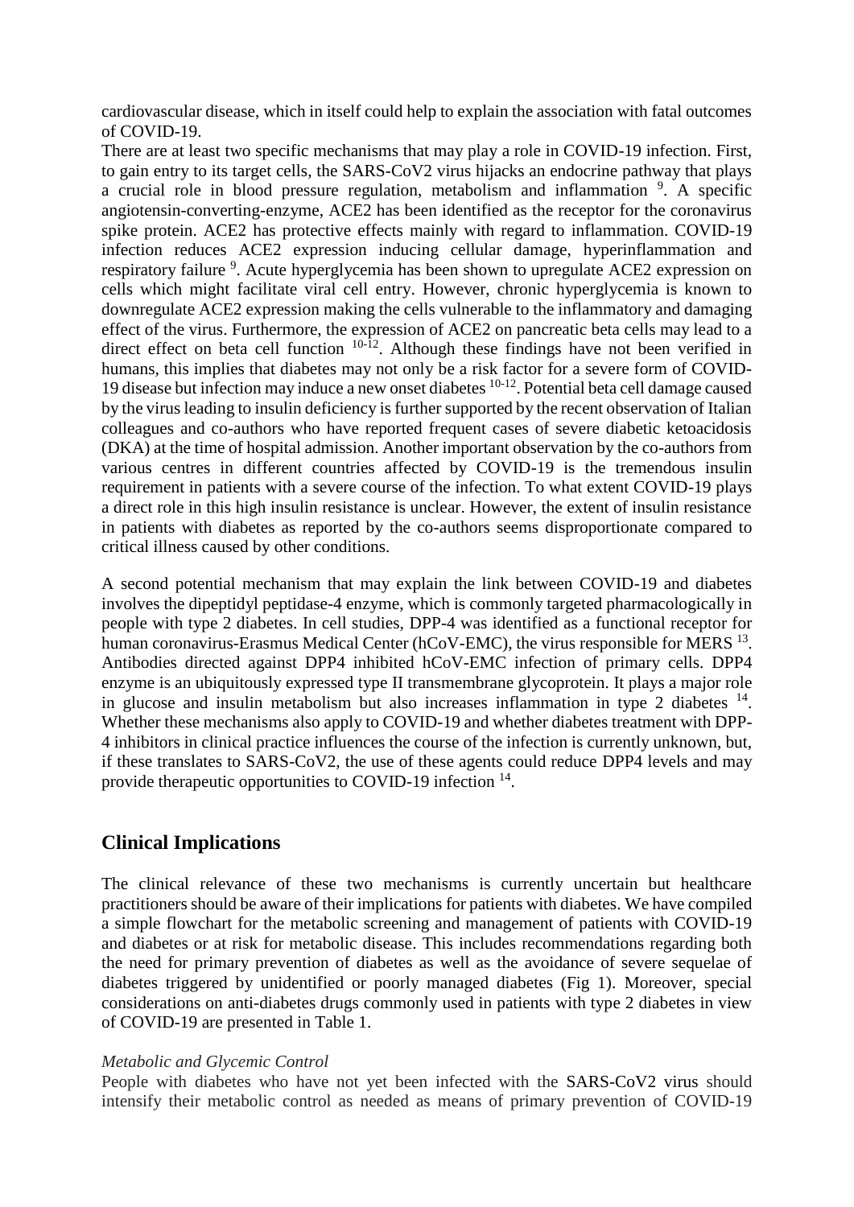cardiovascular disease, which in itself could help to explain the association with fatal outcomes of COVID-19.

There are at least two specific mechanisms that may play a role in COVID-19 infection. First, to gain entry to its target cells, the SARS-CoV2 virus hijacks an endocrine pathway that plays a crucial role in blood pressure regulation, metabolism and inflammation [9]. A specific angiotensin-converting-enzyme, ACE2 has been identified as the receptor for the coronavirus spike protein. ACE2 has protective effects mainly with regard to inflammation. COVID-19 infection reduces ACE2 expression inducing cellular damage, hyperinflammation and respiratory failure [9]. Acute hyperglycemia has been shown to upregulate ACE2 expression on cells which might facilitate viral cell entry. However, chronic hyperglycemia is known to downregulate ACE2 expression making the cells vulnerable to the inflammatory and damaging effect of the virus. Furthermore, the expression of ACE2 on pancreatic beta cells may lead to a direct effect on beta cell function [10-12]. Although these findings have not been verified in humans, this implies that diabetes may not only be a risk factor for a severe form of COVID-19 disease but infection may induce a new onset diabetes [10-12]. Potential beta cell damage caused by the virus leading to insulin deficiency is further supported by the recent observation of Italian colleagues and co-authors who have reported frequent cases of severe diabetic ketoacidosis (DKA) at the time of hospital admission. Another important observation by the co-authors from various centres in different countries affected by COVID-19 is the tremendous insulin requirement in patients with a severe course of the infection. To what extent COVID-19 plays a direct role in this high insulin resistance is unclear. However, the extent of insulin resistance in patients with diabetes as reported by the co-authors seems disproportionate compared to critical illness caused by other conditions.

A second potential mechanism that may explain the link between COVID-19 and diabetes involves the dipeptidyl peptidase-4 enzyme, which is commonly targeted pharmacologically in people with type 2 diabetes. In cell studies, DPP-4 was identified as a functional receptor for human coronavirus-Erasmus Medical Center (hCoV-EMC), the virus responsible for MERS [13]. Antibodies directed against DPP4 inhibited hCoV-EMC infection of primary cells. DPP4 enzyme is an ubiquitously expressed type II transmembrane glycoprotein. It plays a major role in glucose and insulin metabolism but also increases inflammation in type 2 diabetes [14]. Whether these mechanisms also apply to COVID-19 and whether diabetes treatment with DPP-4 inhibitors in clinical practice influences the course of the infection is currently unknown, but, if these translates to SARS-CoV2, the use of these agents could reduce DPP4 levels and may provide therapeutic opportunities to COVID-19 infection [14].

## Clinical Implications

The clinical relevance of these two mechanisms is currently uncertain but healthcare practitioners should be aware of their implications for patients with diabetes. We have compiled a simple flowchart for the metabolic screening and management of patients with COVID-19 and diabetes or at risk for metabolic disease. This includes recommendations regarding both the need for primary prevention of diabetes as well as the avoidance of severe sequelae of diabetes triggered by unidentified or poorly managed diabetes (Fig 1). Moreover, special considerations on anti-diabetes drugs commonly used in patients with type 2 diabetes in view of COVID-19 are presented in Table 1.

*Metabolic and Glycemic Control*

People with diabetes who have not yet been infected with the SARS-CoV2 virus should intensify their metabolic control as needed as means of primary prevention of COVID-19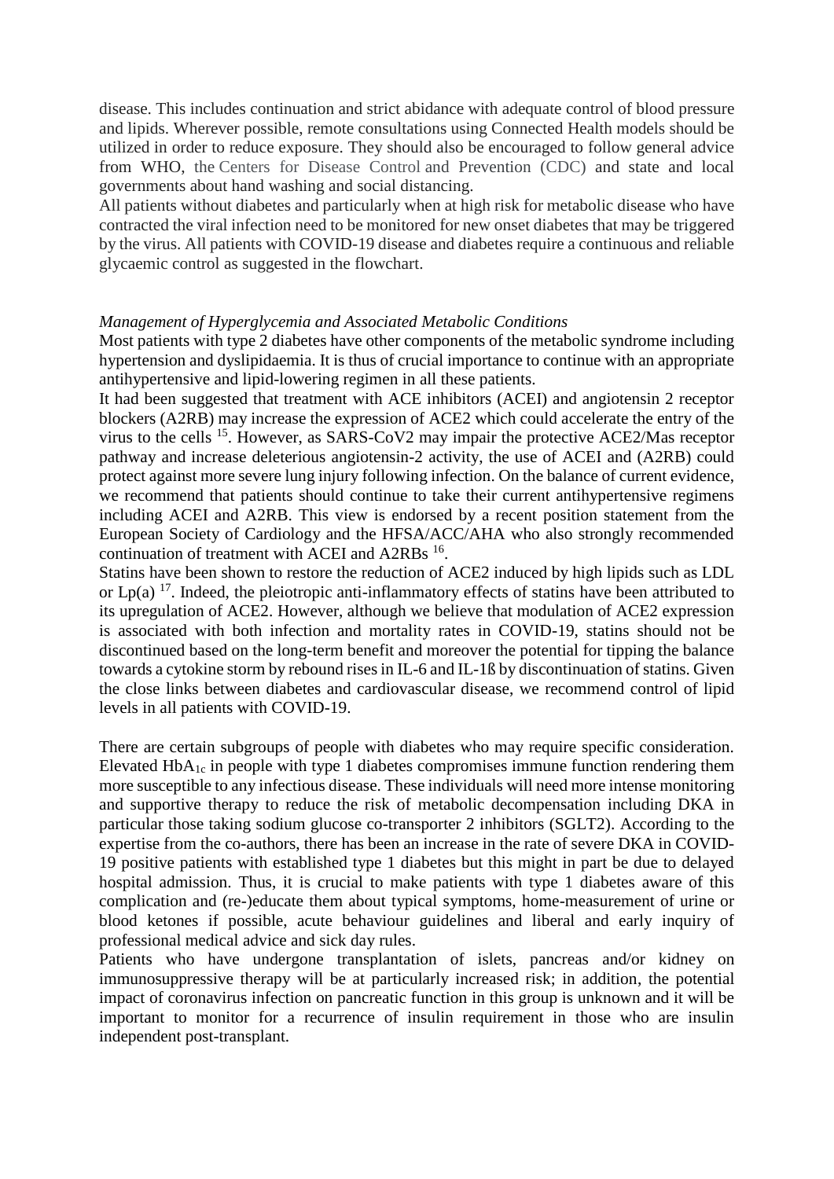disease. This includes continuation and strict abidance with adequate control of blood pressure and lipids. Wherever possible, remote consultations using Connected Health models should be utilized in order to reduce exposure. They should also be encouraged to follow general advice from WHO, the Centers for Disease Control and Prevention (CDC) and state and local governments about hand washing and social distancing.

All patients without diabetes and particularly when at high risk for metabolic disease who have contracted the viral infection need to be monitored for new onset diabetes that may be triggered by the virus. All patients with COVID-19 disease and diabetes require a continuous and reliable glycaemic control as suggested in the flowchart.

*Management of Hyperglycemia and Associated Metabolic Conditions*

Most patients with type 2 diabetes have other components of the metabolic syndrome including hypertension and dyslipidaemia. It is thus of crucial importance to continue with an appropriate antihypertensive and lipid-lowering regimen in all these patients.

It had been suggested that treatment with ACE inhibitors (ACEI) and angiotensin 2 receptor blockers (A2RB) may increase the expression of ACE2 which could accelerate the entry of the virus to the cells [15]. However, as SARS-CoV2 may impair the protective ACE2/Mas receptor pathway and increase deleterious angiotensin-2 activity, the use of ACEI and (A2RB) could protect against more severe lung injury following infection. On the balance of current evidence, we recommend that patients should continue to take their current antihypertensive regimens including ACEI and A2RB. This view is endorsed by a recent position statement from the European Society of Cardiology and the HFSA/ACC/AHA who also strongly recommended continuation of treatment with ACEI and A2RBs [16].

Statins have been shown to restore the reduction of ACE2 induced by high lipids such as LDL or Lp(a) [17]. Indeed, the pleiotropic anti-inflammatory effects of statins have been attributed to its upregulation of ACE2. However, although we believe that modulation of ACE2 expression is associated with both infection and mortality rates in COVID-19, statins should not be discontinued based on the long-term benefit and moreover the potential for tipping the balance towards a cytokine storm by rebound rises in IL-6 and IL-1ß by discontinuation of statins. Given the close links between diabetes and cardiovascular disease, we recommend control of lipid levels in all patients with COVID-19.

There are certain subgroups of people with diabetes who may require specific consideration. Elevated $HbA_{1c}$ in people with type 1 diabetes compromises immune function rendering them more susceptible to any infectious disease. These individuals will need more intense monitoring and supportive therapy to reduce the risk of metabolic decompensation including DKA in particular those taking sodium glucose co-transporter 2 inhibitors (SGLT2). According to the expertise from the co-authors, there has been an increase in the rate of severe DKA in COVID-19 positive patients with established type 1 diabetes but this might in part be due to delayed hospital admission. Thus, it is crucial to make patients with type 1 diabetes aware of this complication and (re-)educate them about typical symptoms, home-measurement of urine or blood ketones if possible, acute behaviour guidelines and liberal and early inquiry of professional medical advice and sick day rules.

Patients who have undergone transplantation of islets, pancreas and/or kidney on immunosuppressive therapy will be at particularly increased risk; in addition, the potential impact of coronavirus infection on pancreatic function in this group is unknown and it will be important to monitor for a recurrence of insulin requirement in those who are insulin independent post-transplant.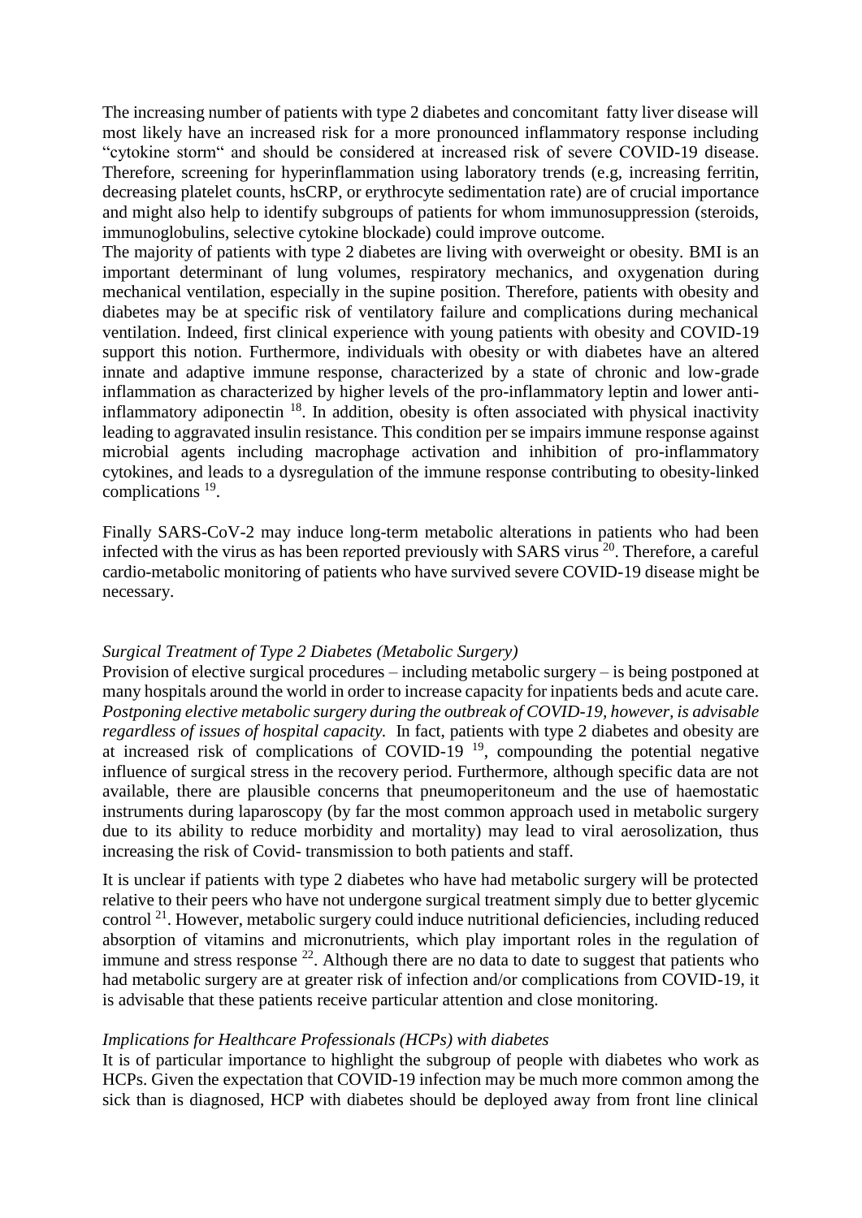The increasing number of patients with type 2 diabetes and concomitant fatty liver disease will most likely have an increased risk for a more pronounced inflammatory response including "cytokine storm" and should be considered at increased risk of severe COVID-19 disease. Therefore, screening for hyperinflammation using laboratory trends (e.g, increasing ferritin, decreasing platelet counts, hsCRP, or erythrocyte sedimentation rate) are of crucial importance and might also help to identify subgroups of patients for whom immunosuppression (steroids, immunoglobulins, selective cytokine blockade) could improve outcome.

The majority of patients with type 2 diabetes are living with overweight or obesity. BMI is an important determinant of lung volumes, respiratory mechanics, and oxygenation during mechanical ventilation, especially in the supine position. Therefore, patients with obesity and diabetes may be at specific risk of ventilatory failure and complications during mechanical ventilation. Indeed, first clinical experience with young patients with obesity and COVID-19 support this notion. Furthermore, individuals with obesity or with diabetes have an altered innate and adaptive immune response, characterized by a state of chronic and low-grade inflammation as characterized by higher levels of the pro-inflammatory leptin and lower anti-inflammatory adiponectin [18]. In addition, obesity is often associated with physical inactivity leading to aggravated insulin resistance. This condition per se impairs immune response against microbial agents including macrophage activation and inhibition of pro-inflammatory cytokines, and leads to a dysregulation of the immune response contributing to obesity-linked complications [19].

Finally SARS-CoV-2 may induce long-term metabolic alterations in patients who had been infected with the virus as has been reported previously with SARS virus [20]. Therefore, a careful cardio-metabolic monitoring of patients who have survived severe COVID-19 disease might be necessary.

*Surgical Treatment of Type 2 Diabetes (Metabolic Surgery)*

Provision of elective surgical procedures – including metabolic surgery – is being postponed at many hospitals around the world in order to increase capacity for inpatients beds and acute care. *Postponing elective metabolic surgery during the outbreak of COVID-19, however, is advisable regardless of issues of hospital capacity.* In fact, patients with type 2 diabetes and obesity are at increased risk of complications of COVID-19 [19], compounding the potential negative influence of surgical stress in the recovery period. Furthermore, although specific data are not available, there are plausible concerns that pneumoperitoneum and the use of haemostatic instruments during laparoscopy (by far the most common approach used in metabolic surgery due to its ability to reduce morbidity and mortality) may lead to viral aerosolization, thus increasing the risk of Covid- transmission to both patients and staff.

It is unclear if patients with type 2 diabetes who have had metabolic surgery will be protected relative to their peers who have not undergone surgical treatment simply due to better glycemic control [21]. However, metabolic surgery could induce nutritional deficiencies, including reduced absorption of vitamins and micronutrients, which play important roles in the regulation of immune and stress response [22]. Although there are no data to date to suggest that patients who had metabolic surgery are at greater risk of infection and/or complications from COVID-19, it is advisable that these patients receive particular attention and close monitoring.

*Implications for Healthcare Professionals (HCPs) with diabetes*

It is of particular importance to highlight the subgroup of people with diabetes who work as HCPs. Given the expectation that COVID-19 infection may be much more common among the sick than is diagnosed, HCP with diabetes should be deployed away from front line clinical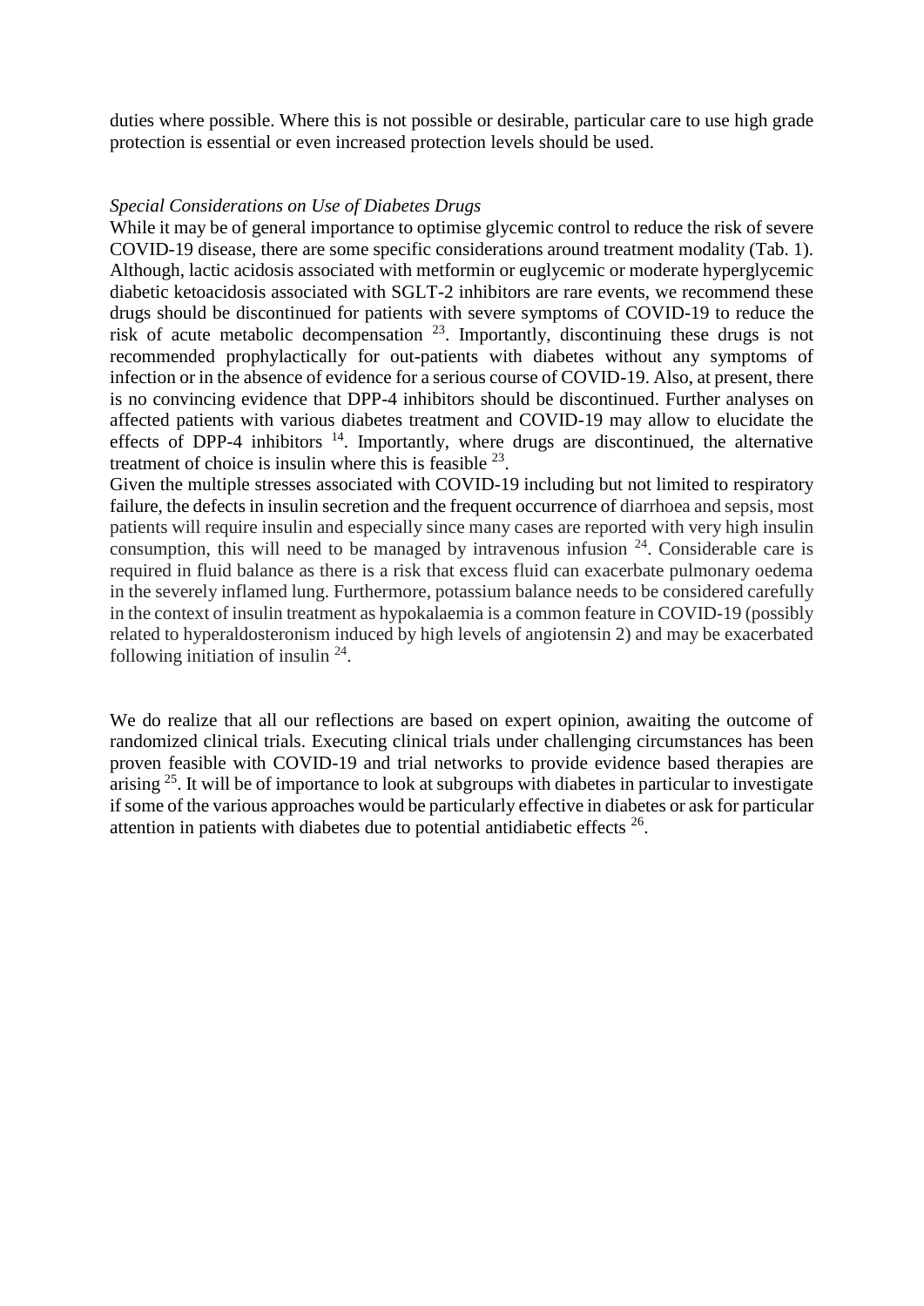duties where possible. Where this is not possible or desirable, particular care to use high grade protection is essential or even increased protection levels should be used.

*Special Considerations on Use of Diabetes Drugs*

While it may be of general importance to optimise glycemic control to reduce the risk of severe COVID-19 disease, there are some specific considerations around treatment modality (Tab. 1). Although, lactic acidosis associated with metformin or euglycemic or moderate hyperglycemic diabetic ketoacidosis associated with SGLT-2 inhibitors are rare events, we recommend these drugs should be discontinued for patients with severe symptoms of COVID-19 to reduce the risk of acute metabolic decompensation [23]. Importantly, discontinuing these drugs is not recommended prophylactically for out-patients with diabetes without any symptoms of infection or in the absence of evidence for a serious course of COVID-19. Also, at present, there is no convincing evidence that DPP-4 inhibitors should be discontinued. Further analyses on affected patients with various diabetes treatment and COVID-19 may allow to elucidate the effects of DPP-4 inhibitors [14]. Importantly, where drugs are discontinued, the alternative treatment of choice is insulin where this is feasible [23].

Given the multiple stresses associated with COVID-19 including but not limited to respiratory failure, the defects in insulin secretion and the frequent occurrence of diarrhoea and sepsis, most patients will require insulin and especially since many cases are reported with very high insulin consumption, this will need to be managed by intravenous infusion [24]. Considerable care is required in fluid balance as there is a risk that excess fluid can exacerbate pulmonary oedema in the severely inflamed lung. Furthermore, potassium balance needs to be considered carefully in the context of insulin treatment as hypokalaemia is a common feature in COVID-19 (possibly related to hyperaldosteronism induced by high levels of angiotensin 2) and may be exacerbated following initiation of insulin [24].

We do realize that all our reflections are based on expert opinion, awaiting the outcome of randomized clinical trials. Executing clinical trials under challenging circumstances has been proven feasible with COVID-19 and trial networks to provide evidence based therapies are arising [25]. It will be of importance to look at subgroups with diabetes in particular to investigate if some of the various approaches would be particularly effective in diabetes or ask for particular attention in patients with diabetes due to potential antidiabetic effects [26].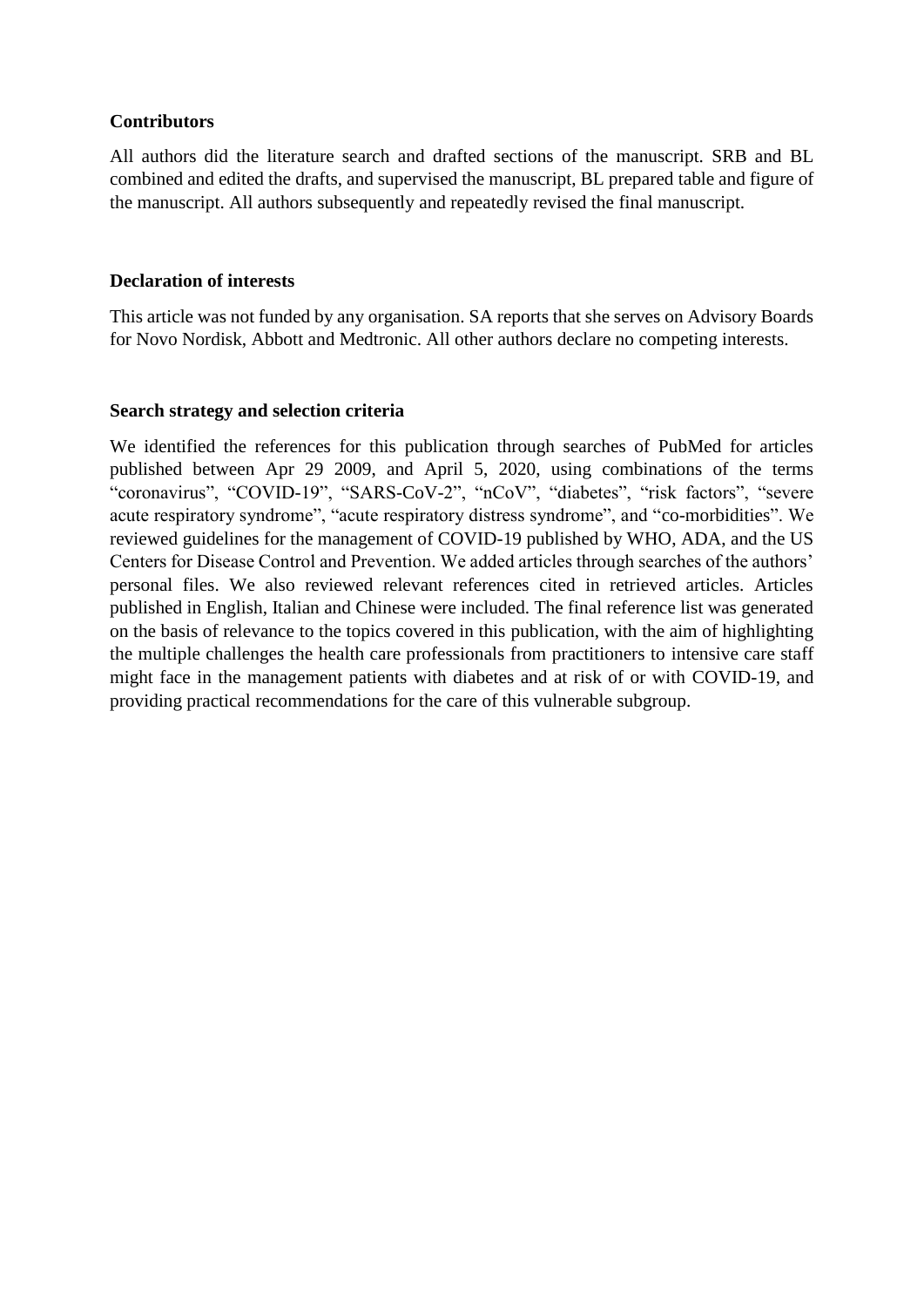### Contributors

All authors did the literature search and drafted sections of the manuscript. SRB and BL combined and edited the drafts, and supervised the manuscript, BL prepared table and figure of the manuscript. All authors subsequently and repeatedly revised the final manuscript.

### Declaration of interests

This article was not funded by any organisation. SA reports that she serves on Advisory Boards for Novo Nordisk, Abbott and Medtronic. All other authors declare no competing interests.

### Search strategy and selection criteria

We identified the references for this publication through searches of PubMed for articles published between Apr 29 2009, and April 5, 2020, using combinations of the terms "coronavirus", "COVID-19", "SARS-CoV-2", "nCoV", "diabetes", "risk factors", "severe acute respiratory syndrome", "acute respiratory distress syndrome", and "co-morbidities". We reviewed guidelines for the management of COVID-19 published by WHO, ADA, and the US Centers for Disease Control and Prevention. We added articles through searches of the authors' personal files. We also reviewed relevant references cited in retrieved articles. Articles published in English, Italian and Chinese were included. The final reference list was generated on the basis of relevance to the topics covered in this publication, with the aim of highlighting the multiple challenges the health care professionals from practitioners to intensive care staff might face in the management patients with diabetes and at risk of or with COVID-19, and providing practical recommendations for the care of this vulnerable subgroup.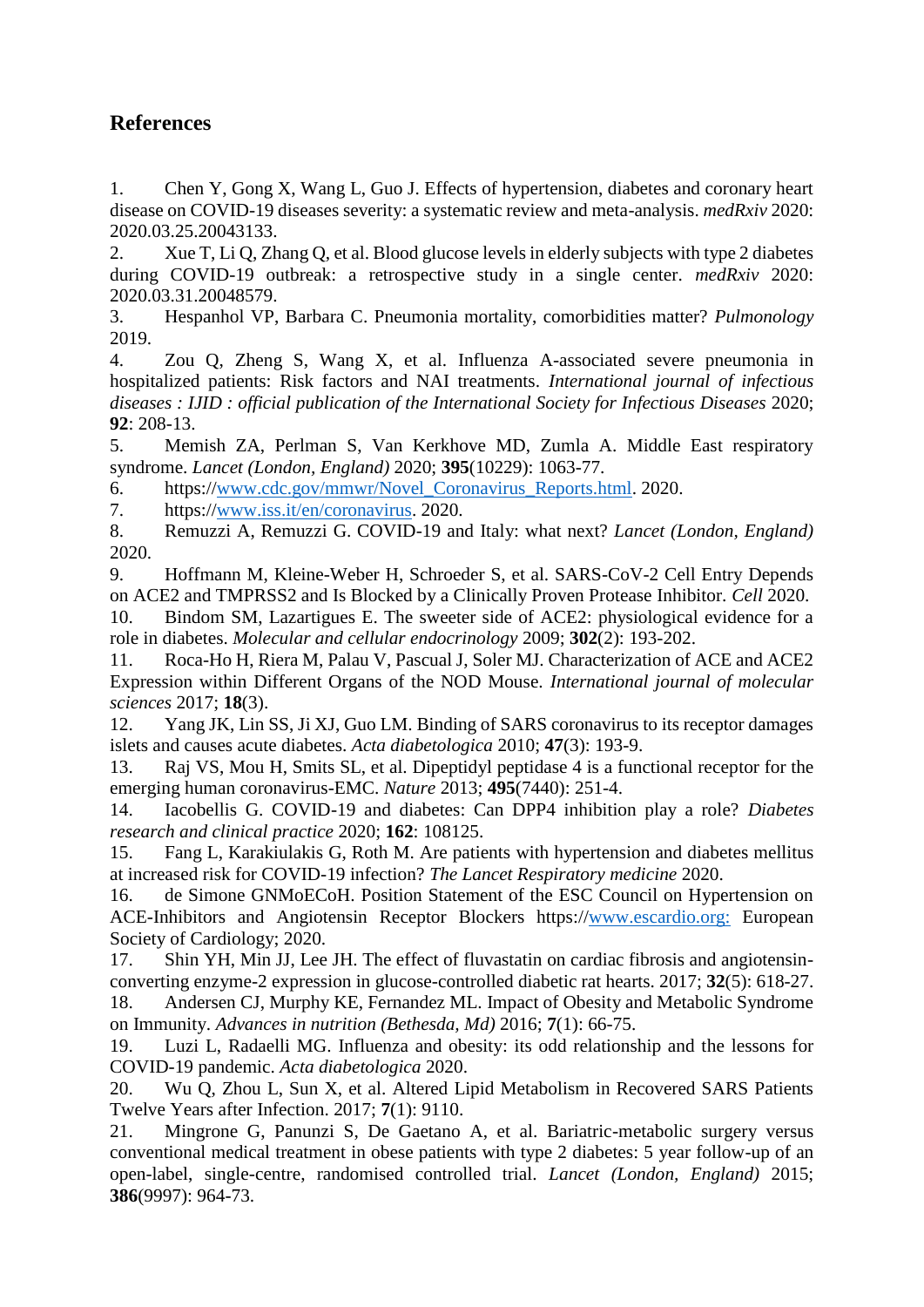## References

1. Chen Y, Gong X, Wang L, Guo J. Effects of hypertension, diabetes and coronary heart disease on COVID-19 diseases severity: a systematic review and meta-analysis. *medRxiv* 2020: 2020.03.25.20043133.
2. Xue T, Li Q, Zhang Q, et al. Blood glucose levels in elderly subjects with type 2 diabetes during COVID-19 outbreak: a retrospective study in a single center. *medRxiv* 2020: 2020.03.31.20048579.
3. Hespanhol VP, Barbara C. Pneumonia mortality, comorbidities matter? *Pulmonology* 2019.
4. Zou Q, Zheng S, Wang X, et al. Influenza A-associated severe pneumonia in hospitalized patients: Risk factors and NAI treatments. *International journal of infectious diseases : IJID : official publication of the International Society for Infectious Diseases* 2020; **92**: 208-13.
5. Memish ZA, Perlman S, Van Kerkhove MD, Zumla A. Middle East respiratory syndrome. *Lancet (London, England)* 2020; **395**(10229): 1063-77.
6. https://www.cdc.gov/mmwr/Novel_Coronavirus_Reports.html. 2020.
7. https://www.iss.it/en/coronavirus. 2020.
8. Remuzzi A, Remuzzi G. COVID-19 and Italy: what next? *Lancet (London, England)* 2020.
9. Hoffmann M, Kleine-Weber H, Schroeder S, et al. SARS-CoV-2 Cell Entry Depends on ACE2 and TMPRSS2 and Is Blocked by a Clinically Proven Protease Inhibitor. *Cell* 2020.
10. Bindom SM, Lazartigues E. The sweeter side of ACE2: physiological evidence for a role in diabetes. *Molecular and cellular endocrinology* 2009; **302**(2): 193-202.
11. Roca-Ho H, Riera M, Palau V, Pascual J, Soler MJ. Characterization of ACE and ACE2 Expression within Different Organs of the NOD Mouse. *International journal of molecular sciences* 2017; **18**(3).
12. Yang JK, Lin SS, Ji XJ, Guo LM. Binding of SARS coronavirus to its receptor damages islets and causes acute diabetes. *Acta diabetologica* 2010; **47**(3): 193-9.
13. Raj VS, Mou H, Smits SL, et al. Dipeptidyl peptidase 4 is a functional receptor for the emerging human coronavirus-EMC. *Nature* 2013; **495**(7440): 251-4.
14. Iacobellis G. COVID-19 and diabetes: Can DPP4 inhibition play a role? *Diabetes research and clinical practice* 2020; **162**: 108125.
15. Fang L, Karakiulakis G, Roth M. Are patients with hypertension and diabetes mellitus at increased risk for COVID-19 infection? *The Lancet Respiratory medicine* 2020.
16. de Simone GNMoECoH. Position Statement of the ESC Council on Hypertension on ACE-Inhibitors and Angiotensin Receptor Blockers https://www.escardio.org: European Society of Cardiology; 2020.
17. Shin YH, Min JJ, Lee JH. The effect of fluvastatin on cardiac fibrosis and angiotensin-converting enzyme-2 expression in glucose-controlled diabetic rat hearts. 2017; **32**(5): 618-27.
18. Andersen CJ, Murphy KE, Fernandez ML. Impact of Obesity and Metabolic Syndrome on Immunity. *Advances in nutrition (Bethesda, Md)* 2016; **7**(1): 66-75.
19. Luzi L, Radaelli MG. Influenza and obesity: its odd relationship and the lessons for COVID-19 pandemic. *Acta diabetologica* 2020.
20. Wu Q, Zhou L, Sun X, et al. Altered Lipid Metabolism in Recovered SARS Patients Twelve Years after Infection. 2017; **7**(1): 9110.
21. Mingrone G, Panunzi S, De Gaetano A, et al. Bariatric-metabolic surgery versus conventional medical treatment in obese patients with type 2 diabetes: 5 year follow-up of an open-label, single-centre, randomised controlled trial. *Lancet (London, England)* 2015; **386**(9997): 964-73.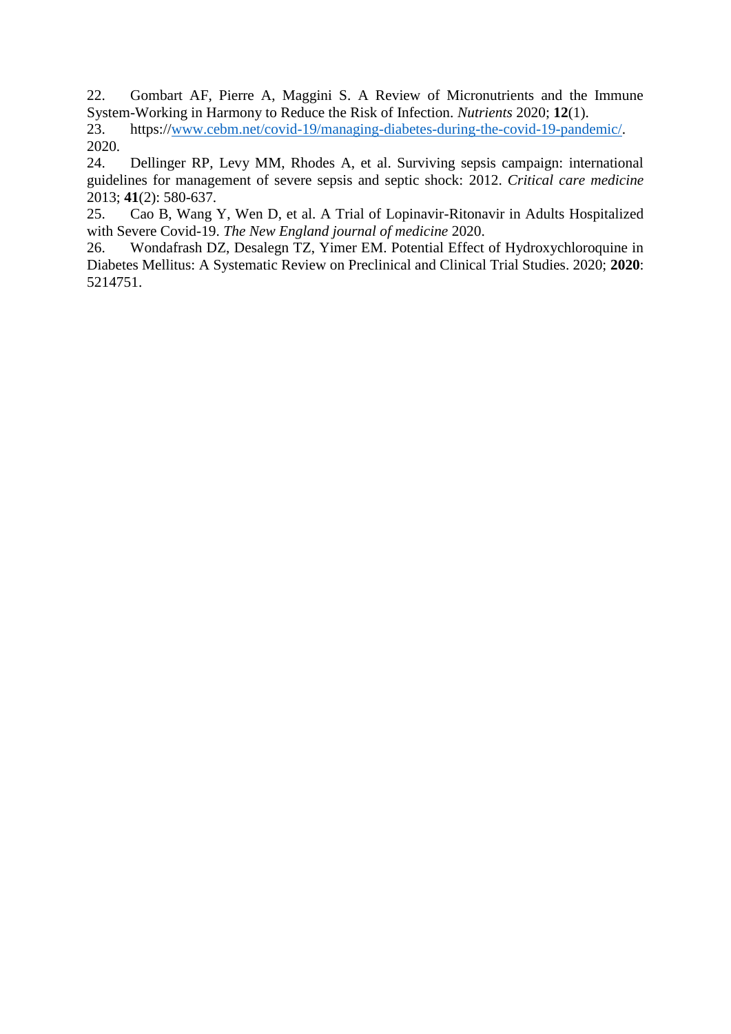22. Gombart AF, Pierre A, Maggini S. A Review of Micronutrients and the Immune System-Working in Harmony to Reduce the Risk of Infection. *Nutrients* 2020; **12**(1).
23. https://www.cebm.net/covid-19/managing-diabetes-during-the-covid-19-pandemic/. 2020.
24. Dellinger RP, Levy MM, Rhodes A, et al. Surviving sepsis campaign: international guidelines for management of severe sepsis and septic shock: 2012. *Critical care medicine* 2013; **41**(2): 580-637.
25. Cao B, Wang Y, Wen D, et al. A Trial of Lopinavir-Ritonavir in Adults Hospitalized with Severe Covid-19. *The New England journal of medicine* 2020.
26. Wondafrash DZ, Desalegn TZ, Yimer EM. Potential Effect of Hydroxychloroquine in Diabetes Mellitus: A Systematic Review on Preclinical and Clinical Trial Studies. 2020; **2020**: 5214751.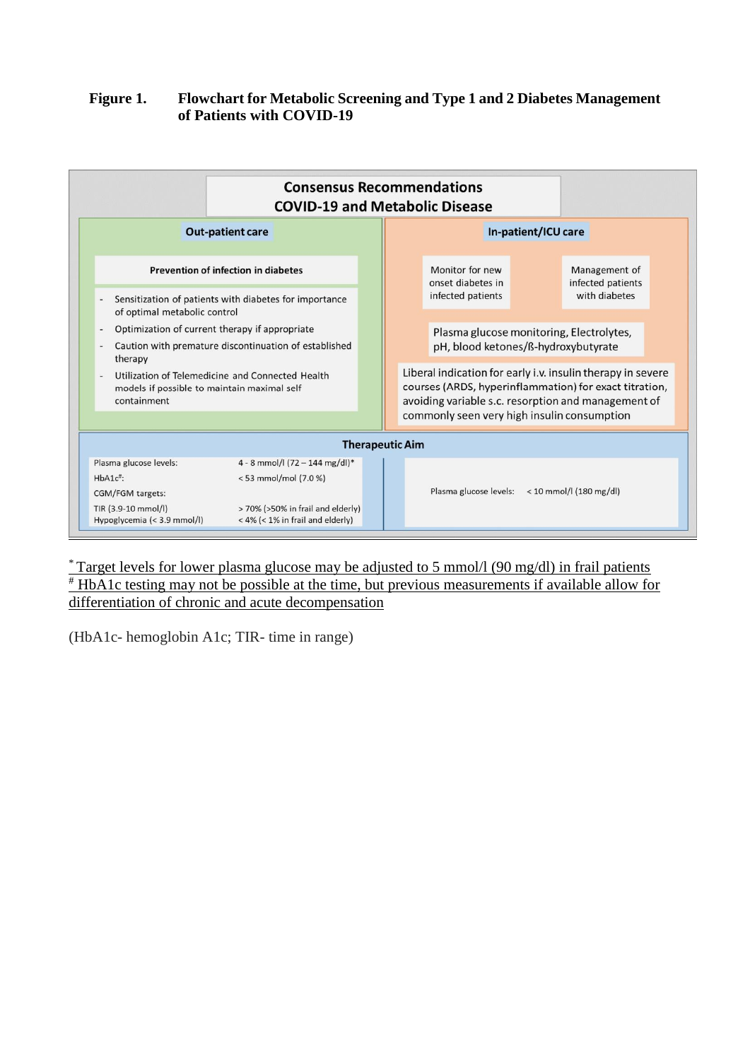**Figure 1. Flowchart for Metabolic Screening and Type 1 and 2 Diabetes Management of Patients with COVID-19**

**Consensus Recommendations**
**COVID-19 and Metabolic Disease**

**Out-patient care**

**Prevention of infection in diabetes**

- Sensitization of patients with diabetes for importance of optimal metabolic control
- Optimization of current therapy if appropriate
- Caution with premature discontinuation of established therapy
- Utilization of Telemedicine and Connected Health models if possible to maintain maximal self containment

**In-patient/ICU care**

Monitor for new onset diabetes in infected patients

Management of infected patients with diabetes

Plasma glucose monitoring, Electrolytes, pH, blood ketones/ß-hydroxybutyrate

Liberal indication for early i.v. insulin therapy in severe courses (ARDS, hyperinflammation) for exact titration, avoiding variable s.c. resorption and management of commonly seen very high insulin consumption

**Therapeutic Aim**

| Out-patient care | | In-patient/ICU care |
|---|---|---|
| Plasma glucose levels: | 4 - 8 mmol/l (72 – 144 mg/dl)* | Plasma glucose levels: < 10 mmol/l (180 mg/dl) |
| HbA1c#: | < 53 mmol/mol (7.0 %) | |
| CGM/FGM targets: | | |
| TIR (3.9-10 mmol/l) | > 70% (>50% in frail and elderly) | |
| Hypoglycemia (< 3.9 mmol/l) | < 4% (< 1% in frail and elderly) | |

* Target levels for lower plasma glucose may be adjusted to 5 mmol/l (90 mg/dl) in frail patients
# HbA1c testing may not be possible at the time, but previous measurements if available allow for differentiation of chronic and acute decompensation

(HbA1c- hemoglobin A1c; TIR- time in range)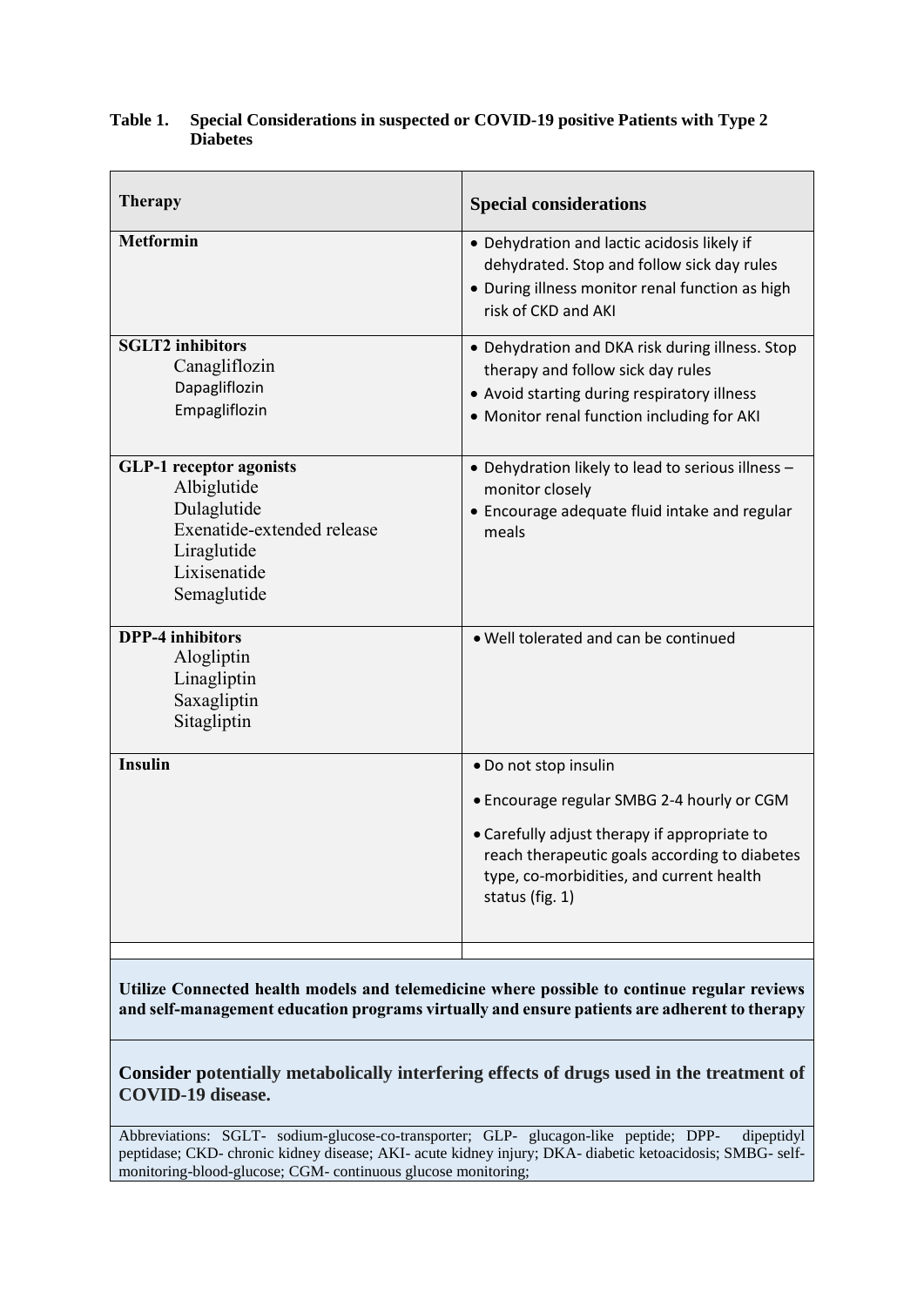**Table 1. Special Considerations in suspected or COVID-19 positive Patients with Type 2 Diabetes**

| **Therapy** | **Special considerations** |
|---|---|
| **Metformin** | • Dehydration and lactic acidosis likely if dehydrated. Stop and follow sick day rules<br>• During illness monitor renal function as high risk of CKD and AKI |
| **SGLT2 inhibitors**<br>Canagliflozin<br>Dapagliflozin<br>Empagliflozin | • Dehydration and DKA risk during illness. Stop therapy and follow sick day rules<br>• Avoid starting during respiratory illness<br>• Monitor renal function including for AKI |
| **GLP-1 receptor agonists**<br>Albiglutide<br>Dulaglutide<br>Exenatide-extended release<br>Liraglutide<br>Lixisenatide<br>Semaglutide | • Dehydration likely to lead to serious illness – monitor closely<br>• Encourage adequate fluid intake and regular meals |
| **DPP-4 inhibitors**<br>Alogliptin<br>Linagliptin<br>Saxagliptin<br>Sitagliptin | • Well tolerated and can be continued |
| **Insulin** | • Do not stop insulin<br>• Encourage regular SMBG 2-4 hourly or CGM<br>• Carefully adjust therapy if appropriate to reach therapeutic goals according to diabetes type, co-morbidities, and current health status (fig. 1) |
| | |

**Utilize Connected health models and telemedicine where possible to continue regular reviews and self-management education programs virtually and ensure patients are adherent to therapy**

**Consider potentially metabolically interfering effects of drugs used in the treatment of COVID-19 disease.**

Abbreviations: SGLT- sodium-glucose-co-transporter; GLP- glucagon-like peptide; DPP- dipeptidyl peptidase; CKD- chronic kidney disease; AKI- acute kidney injury; DKA- diabetic ketoacidosis; SMBG- self-monitoring-blood-glucose; CGM- continuous glucose monitoring;